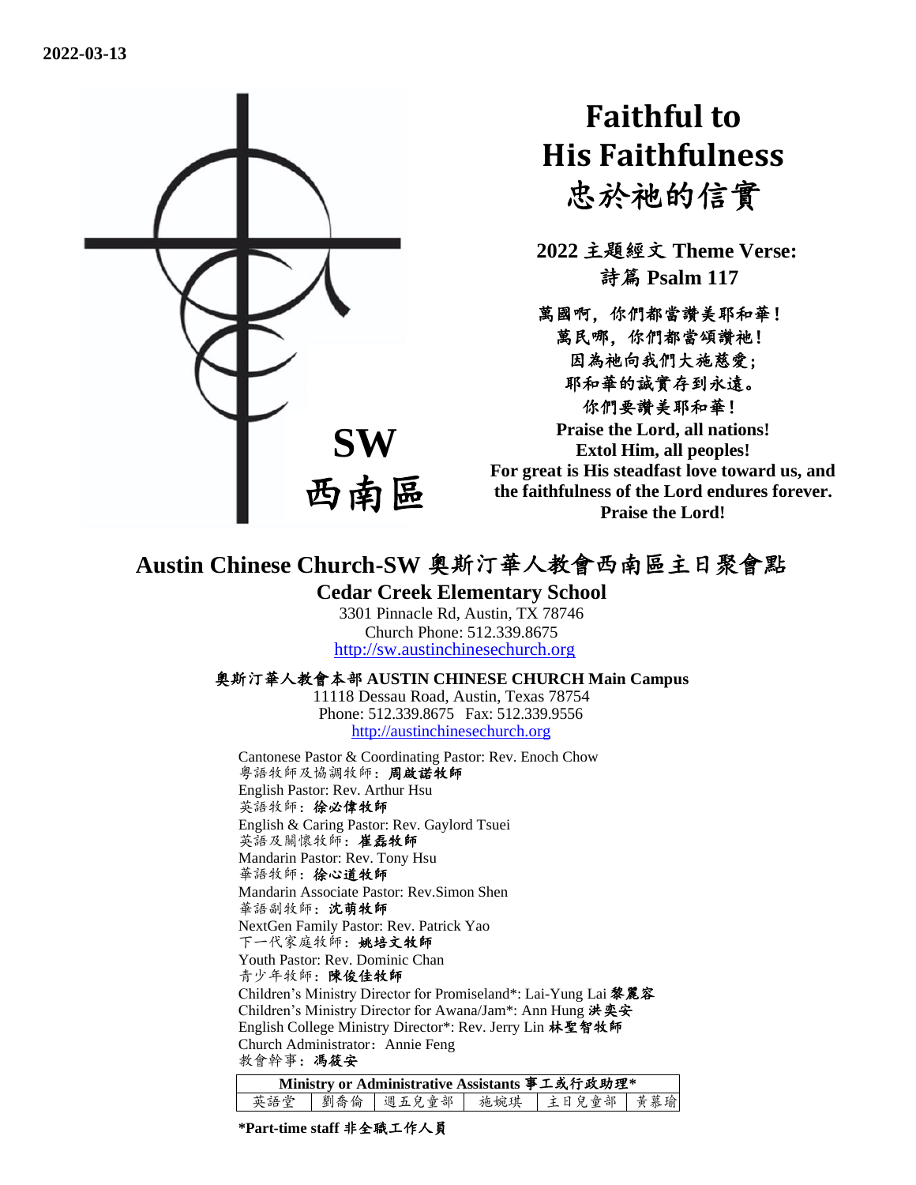**2022-03-13**

SW
西南區

# Faithful to His Faithfulness
# 忠於祂的信實

**2022 主題經文 Theme Verse:**
**詩篇 Psalm 117**

**萬國啊，你們都當讚美耶和華！**
**萬民哪，你們都當頌讚祂！**
**因為祂向我們大施慈愛；**
**耶和華的誠實存到永遠。**
**你們要讚美耶和華！**
**Praise the Lord, all nations!**
**Extol Him, all peoples!**
**For great is His steadfast love toward us, and the faithfulness of the Lord endures forever.**
**Praise the Lord!**

## Austin Chinese Church-SW 奧斯汀華人教會西南區主日聚會點

### Cedar Creek Elementary School

3301 Pinnacle Rd, Austin, TX 78746
Church Phone: 512.339.8675
http://sw.austinchinesechurch.org

**奧斯汀華人教會本部 AUSTIN CHINESE CHURCH Main Campus**
11118 Dessau Road, Austin, Texas 78754
Phone: 512.339.8675 Fax: 512.339.9556
http://austinchinesechurch.org

Cantonese Pastor & Coordinating Pastor: Rev. Enoch Chow
粵語牧師及協調牧師：**周啟諾牧師**
English Pastor: Rev. Arthur Hsu
英語牧師：**徐必偉牧師**
English & Caring Pastor: Rev. Gaylord Tsuei
英語及關懷牧師：**崔磊牧師**
Mandarin Pastor: Rev. Tony Hsu
華語牧師：**徐心道牧師**
Mandarin Associate Pastor: Rev.Simon Shen
華語副牧師：**沈萌牧師**
NextGen Family Pastor: Rev. Patrick Yao
下一代家庭牧師：**姚培文牧師**
Youth Pastor: Rev. Dominic Chan
青少年牧師：**陳俊佳牧師**
Children's Ministry Director for Promiseland*: Lai-Yung Lai **黎麗容**
Children's Ministry Director for Awana/Jam*: Ann Hung **洪奕安**
English College Ministry Director*: Rev. Jerry Lin **林聖智牧師**
Church Administrator: Annie Feng
教會幹事：**馮筱安**

| Ministry or Administrative Assistants 事工或行政助理* | | | | | |
|---|---|---|---|---|---|
| 英語堂 | 劉喬倫 | 週五兒童部 | 施婉琪 | 主日兒童部 | 黃慕瑜 |

**\*Part-time staff 非全職工作人員**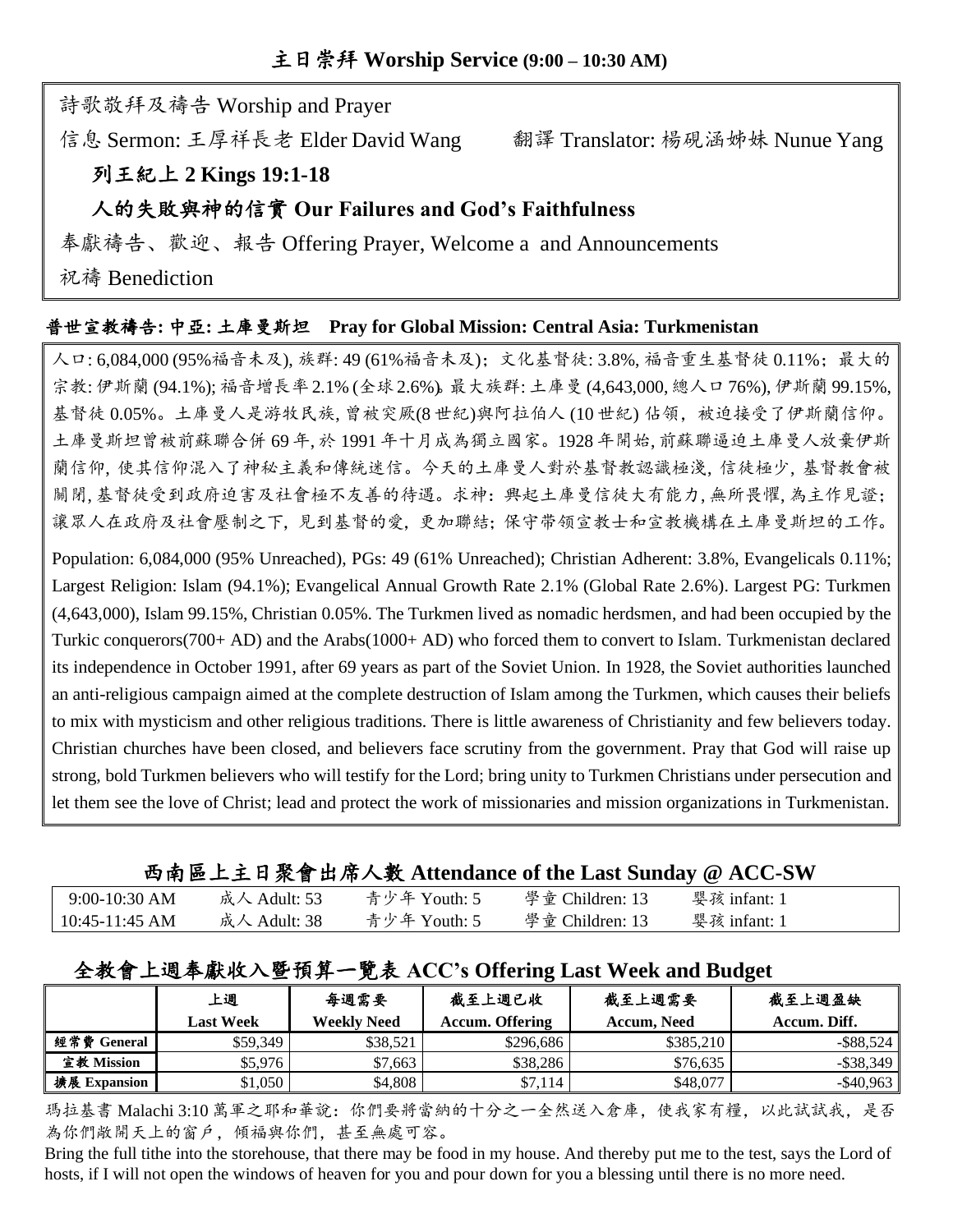## 主日崇拜 Worship Service (9:00 – 10:30 AM)

詩歌敬拜及禱告 Worship and Prayer

信息 Sermon: 王厚祥長老 Elder David Wang　　翻譯 Translator: 楊硯涵姊妹 Nunue Yang

**列王紀上 2 Kings 19:1-18**

**人的失敗與神的信實 Our Failures and God's Faithfulness**

奉獻禱告、歡迎、報告 Offering Prayer, Welcome a and Announcements

祝禱 Benediction

### 普世宣教禱告: 中亞: 土庫曼斯坦 Pray for Global Mission: Central Asia: Turkmenistan

人口: 6,084,000 (95%福音未及), 族群: 49 (61%福音未及); 文化基督徒: 3.8%, 福音重生基督徒 0.11%; 最大的宗教: 伊斯蘭 (94.1%); 福音增長率 2.1% (全球 2.6%). 最大族群: 土庫曼 (4,643,000, 總人口 76%), 伊斯蘭 99.15%, 基督徒 0.05%。土庫曼人是游牧民族, 曾被突厥(8 世紀)與阿拉伯人 (10 世紀) 佔領, 被迫接受了伊斯蘭信仰。土庫曼斯坦曾被前蘇聯合併 69 年, 於 1991 年十月成為獨立國家。1928 年開始, 前蘇聯逼迫土庫曼人放棄伊斯蘭信仰, 使其信仰混入了神秘主義和傳統迷信。今天的土庫曼人對於基督教認識極淺, 信徒極少, 基督教會被關閉, 基督徒受到政府迫害及社會極不友善的待遇。求神: 興起土庫曼信徒大有能力, 無所畏懼, 為主作見證; 讓眾人在政府及社會壓制之下, 見到基督的愛, 更加聯結; 保守帶領宣教士和宣教機構在土庫曼斯坦的工作。

Population: 6,084,000 (95% Unreached), PGs: 49 (61% Unreached); Christian Adherent: 3.8%, Evangelicals 0.11%; Largest Religion: Islam (94.1%); Evangelical Annual Growth Rate 2.1% (Global Rate 2.6%). Largest PG: Turkmen (4,643,000), Islam 99.15%, Christian 0.05%. The Turkmen lived as nomadic herdsmen, and had been occupied by the Turkic conquerors(700+ AD) and the Arabs(1000+ AD) who forced them to convert to Islam. Turkmenistan declared its independence in October 1991, after 69 years as part of the Soviet Union. In 1928, the Soviet authorities launched an anti-religious campaign aimed at the complete destruction of Islam among the Turkmen, which causes their beliefs to mix with mysticism and other religious traditions. There is little awareness of Christianity and few believers today. Christian churches have been closed, and believers face scrutiny from the government. Pray that God will raise up strong, bold Turkmen believers who will testify for the Lord; bring unity to Turkmen Christians under persecution and let them see the love of Christ; lead and protect the work of missionaries and mission organizations in Turkmenistan.

### 西南區上主日聚會出席人數 Attendance of the Last Sunday @ ACC-SW

| | | | | |
|---|---|---|---|---|
| 9:00-10:30 AM | 成人 Adult: 53 | 青少年 Youth: 5 | 學童 Children: 13 | 嬰孩 infant: 1 |
| 10:45-11:45 AM | 成人 Adult: 38 | 青少年 Youth: 5 | 學童 Children: 13 | 嬰孩 infant: 1 |

### 全教會上週奉獻收入暨預算一覽表 ACC's Offering Last Week and Budget

| | 上週 Last Week | 每週需要 Weekly Need | 截至上週已收 Accum. Offering | 截至上週需要 Accum, Need | 截至上週盈缺 Accum. Diff. |
|---|---|---|---|---|---|
| 經常費 General | $59,349 | $38,521 | $296,686 | $385,210 | -$88,524 |
| 宣教 Mission | $5,976 | $7,663 | $38,286 | $76,635 | -$38,349 |
| 擴展 Expansion | $1,050 | $4,808 | $7,114 | $48,077 | -$40,963 |

瑪拉基書 Malachi 3:10 萬軍之耶和華說: 你們要將當納的十分之一全然送入倉庫, 使我家有糧, 以此試試我, 是否為你們敞開天上的窗戶, 傾福與你們, 甚至無處可容。

Bring the full tithe into the storehouse, that there may be food in my house. And thereby put me to the test, says the Lord of hosts, if I will not open the windows of heaven for you and pour down for you a blessing until there is no more need.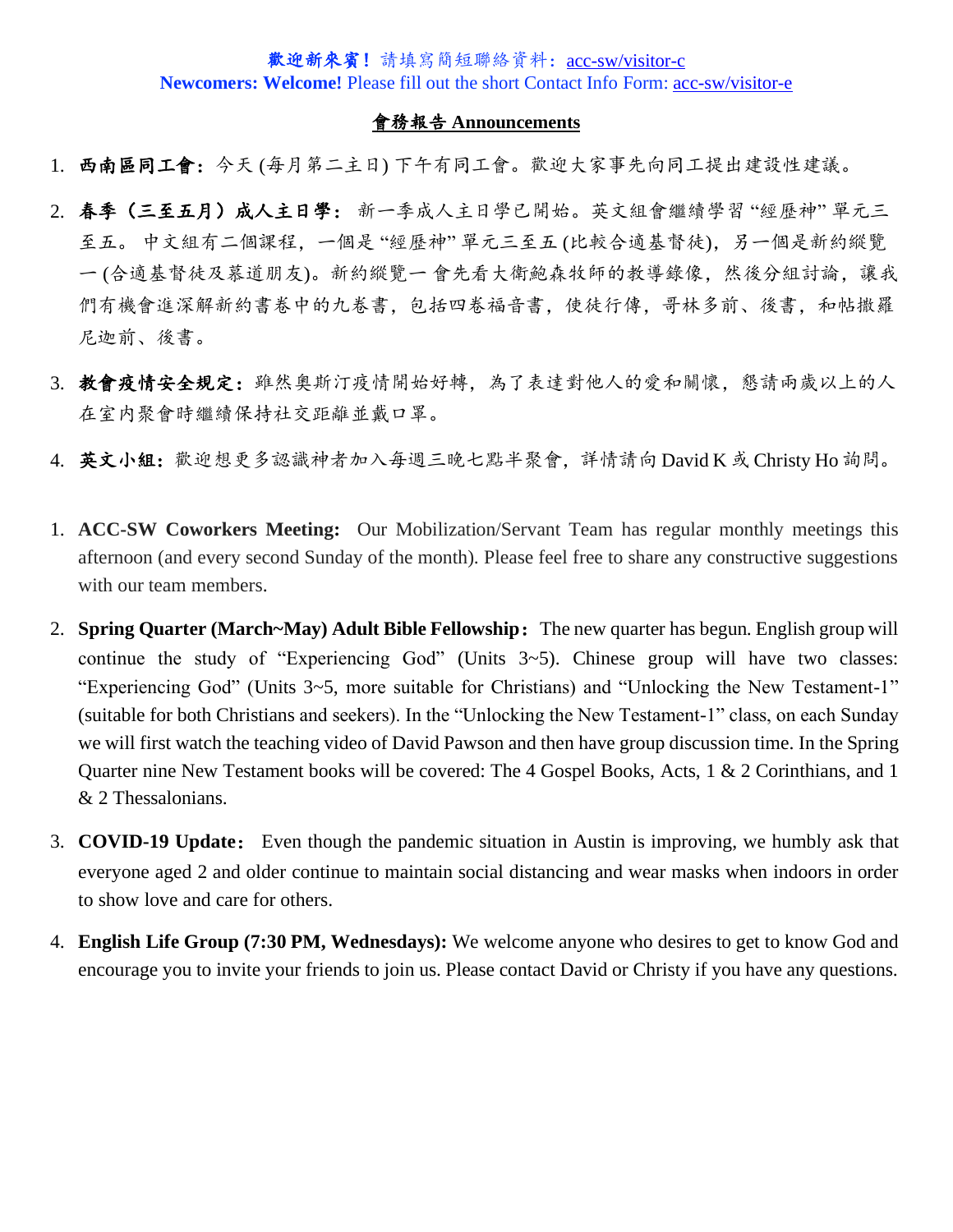**歡迎新來賓！** 請填寫簡短聯絡資料：acc-sw/visitor-c
**Newcomers: Welcome!** Please fill out the short Contact Info Form: acc-sw/visitor-e

## 會務報告 Announcements

1. **西南區同工會：** 今天 (每月第二主日) 下午有同工會。歡迎大家事先向同工提出建設性建議。
2. **春季（三至五月）成人主日學：** 新一季成人主日學已開始。英文組會繼續學習 "經歷神" 單元三至五。 中文組有二個課程，一個是 "經歷神" 單元三至五 (比較合適基督徒)，另一個是新約縱覽一 (合適基督徒及慕道朋友)。新約縱覽一 會先看大衛鮑森牧師的教導錄像，然後分組討論，讓我們有機會進深解新約書卷中的九卷書，包括四卷福音書，使徒行傳，哥林多前、後書，和帖撒羅尼迦前、後書。
3. **教會疫情安全規定：** 雖然奧斯汀疫情開始好轉，為了表達對他人的愛和關懷，懇請兩歲以上的人在室內聚會時繼續保持社交距離並戴口罩。
4. **英文小組：** 歡迎想更多認識神者加入每週三晚七點半聚會，詳情請向 David K 或 Christy Ho 詢問。

1. **ACC-SW Coworkers Meeting:** Our Mobilization/Servant Team has regular monthly meetings this afternoon (and every second Sunday of the month). Please feel free to share any constructive suggestions with our team members.
2. **Spring Quarter (March~May) Adult Bible Fellowship：** The new quarter has begun. English group will continue the study of "Experiencing God" (Units 3~5). Chinese group will have two classes: "Experiencing God" (Units 3~5, more suitable for Christians) and "Unlocking the New Testament-1" (suitable for both Christians and seekers). In the "Unlocking the New Testament-1" class, on each Sunday we will first watch the teaching video of David Pawson and then have group discussion time. In the Spring Quarter nine New Testament books will be covered: The 4 Gospel Books, Acts, 1 & 2 Corinthians, and 1 & 2 Thessalonians.
3. **COVID-19 Update：** Even though the pandemic situation in Austin is improving, we humbly ask that everyone aged 2 and older continue to maintain social distancing and wear masks when indoors in order to show love and care for others.
4. **English Life Group (7:30 PM, Wednesdays):** We welcome anyone who desires to get to know God and encourage you to invite your friends to join us. Please contact David or Christy if you have any questions.